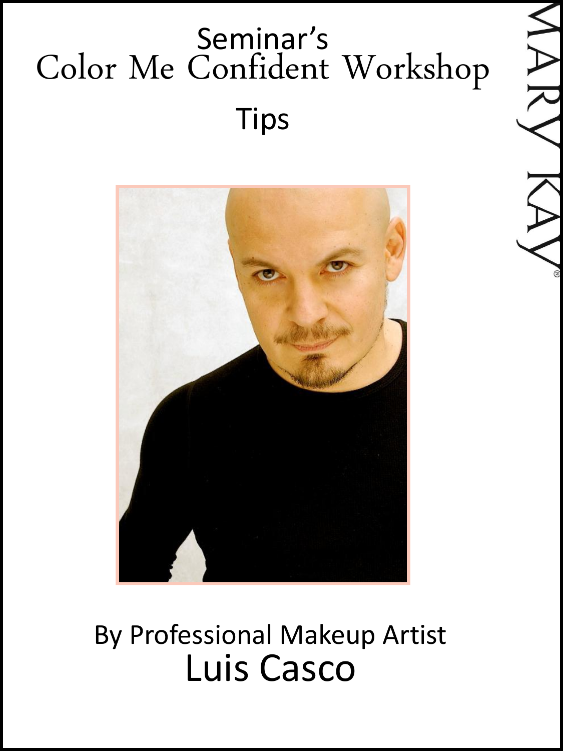# Seminar's Color Me Confident Workshop

## Tips

By Professional Makeup Artist

**Luis Casco**

MARY KAY®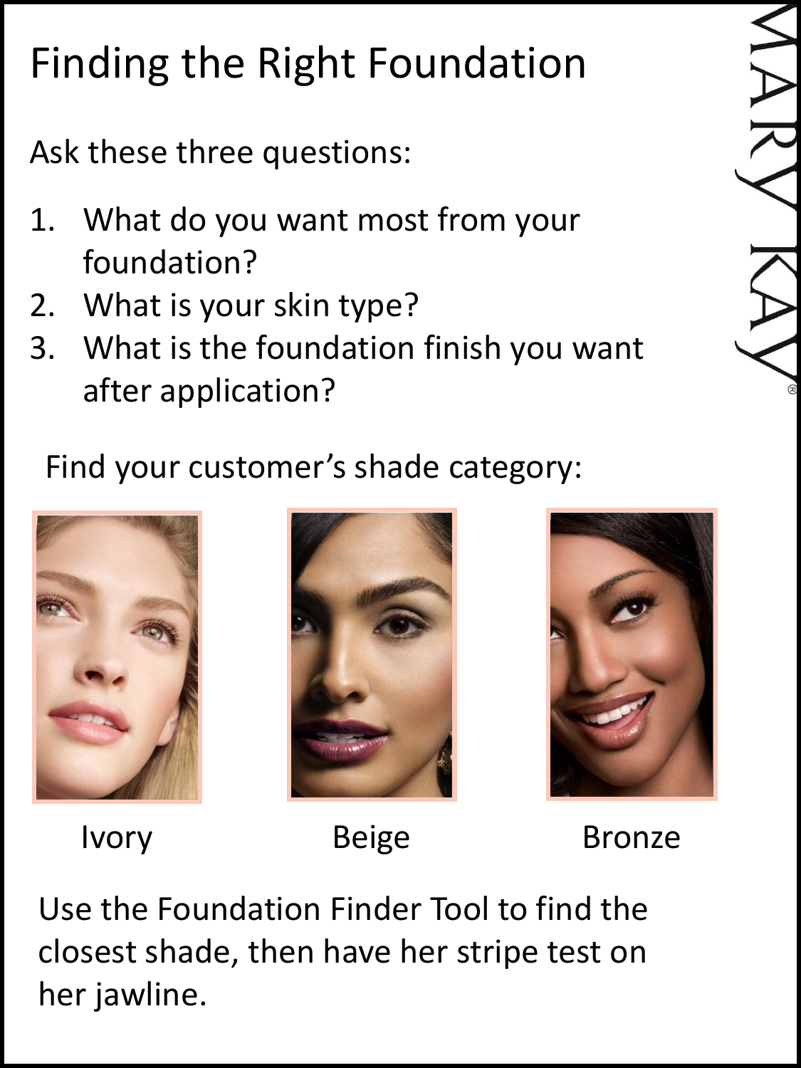# Finding the Right Foundation

Ask these three questions:

1. What do you want most from your foundation?
2. What is your skin type?
3. What is the foundation finish you want after application?

Find your customer's shade category:

Ivory

Beige

Bronze

Use the Foundation Finder Tool to find the closest shade, then have her stripe test on her jawline.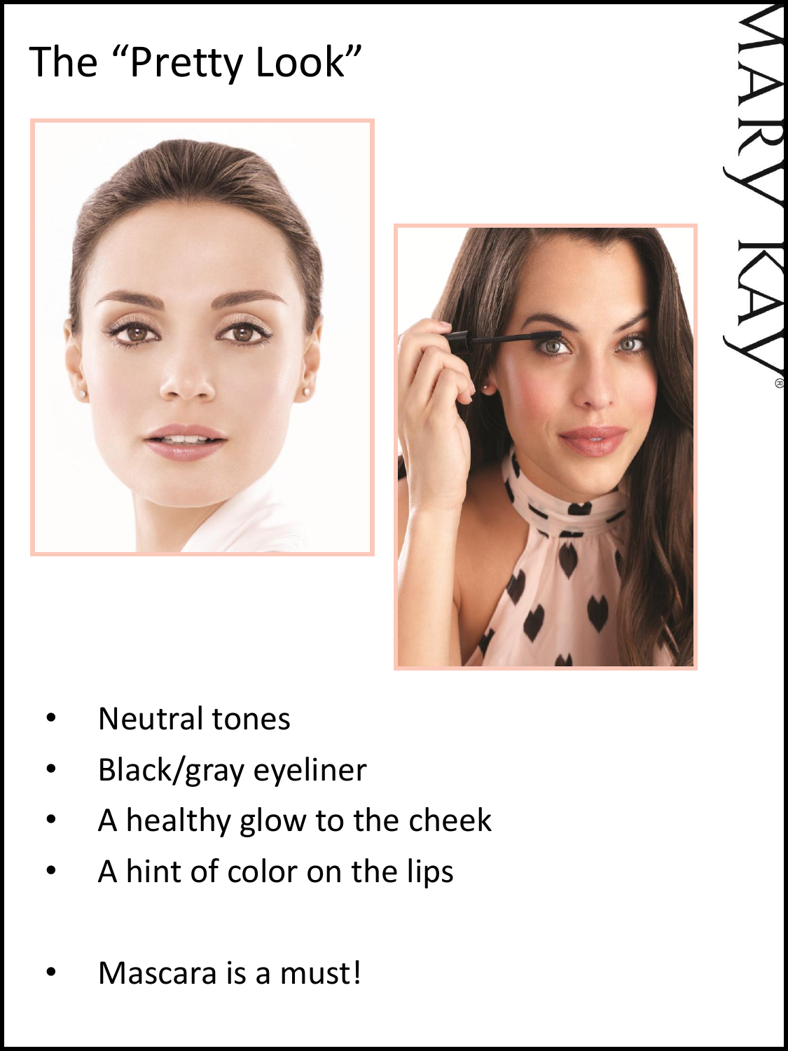# The "Pretty Look"

- Neutral tones
- Black/gray eyeliner
- A healthy glow to the cheek
- A hint of color on the lips

- Mascara is a must!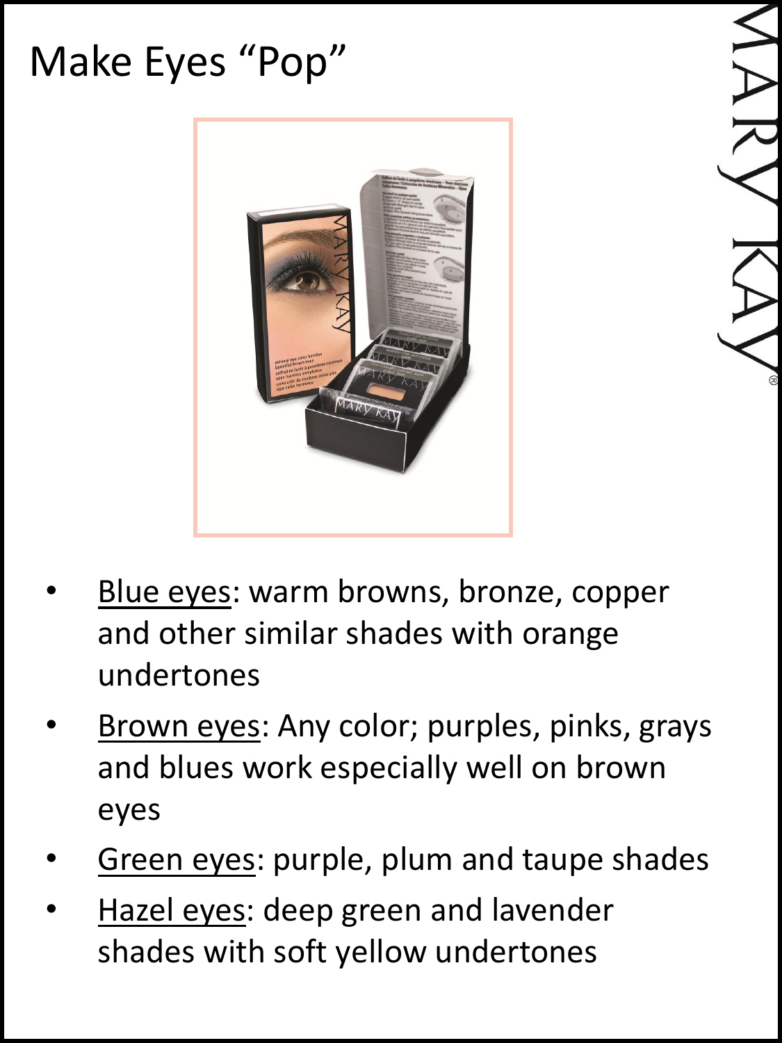# Make Eyes "Pop"

- Blue eyes: warm browns, bronze, copper and other similar shades with orange undertones
- Brown eyes: Any color; purples, pinks, grays and blues work especially well on brown eyes
- Green eyes: purple, plum and taupe shades
- Hazel eyes: deep green and lavender shades with soft yellow undertones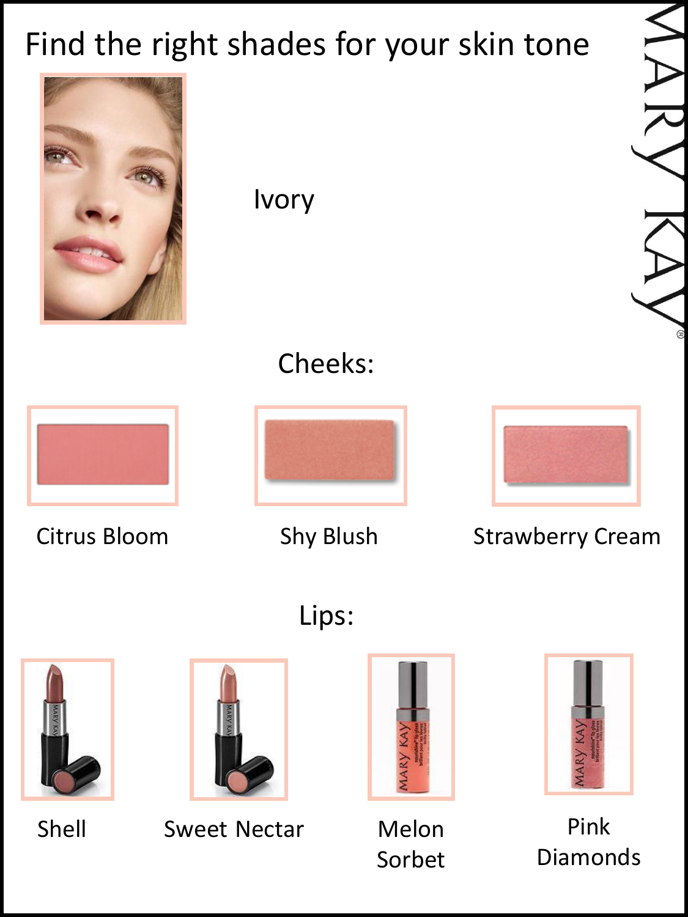# Find the right shades for your skin tone

Ivory

## Cheeks:

Citrus Bloom

Shy Blush

Strawberry Cream

## Lips:

Shell

Sweet Nectar

Melon Sorbet

Pink Diamonds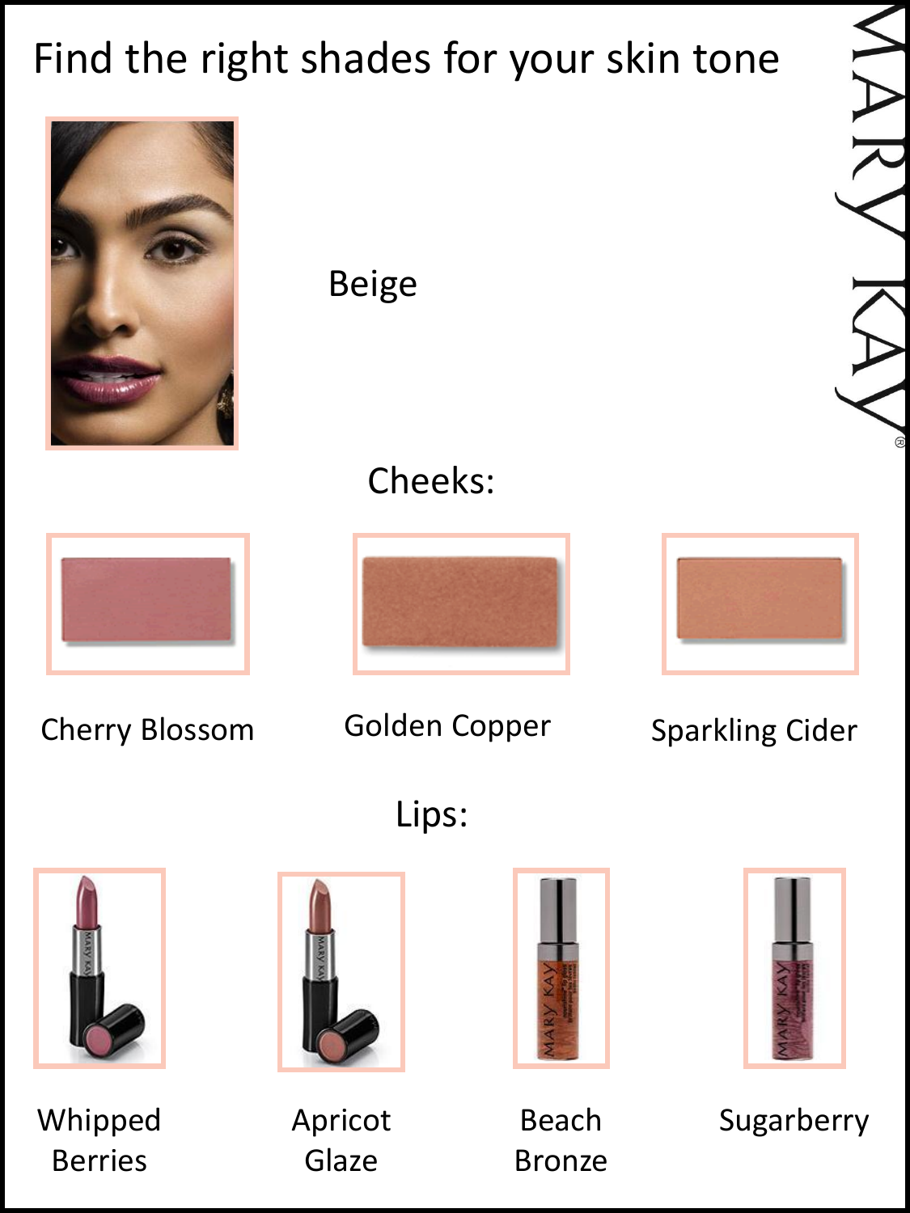# Find the right shades for your skin tone

Beige

## Cheeks:

Cherry Blossom

Golden Copper

Sparkling Cider

## Lips:

Whipped Berries

Apricot Glaze

Beach Bronze

Sugarberry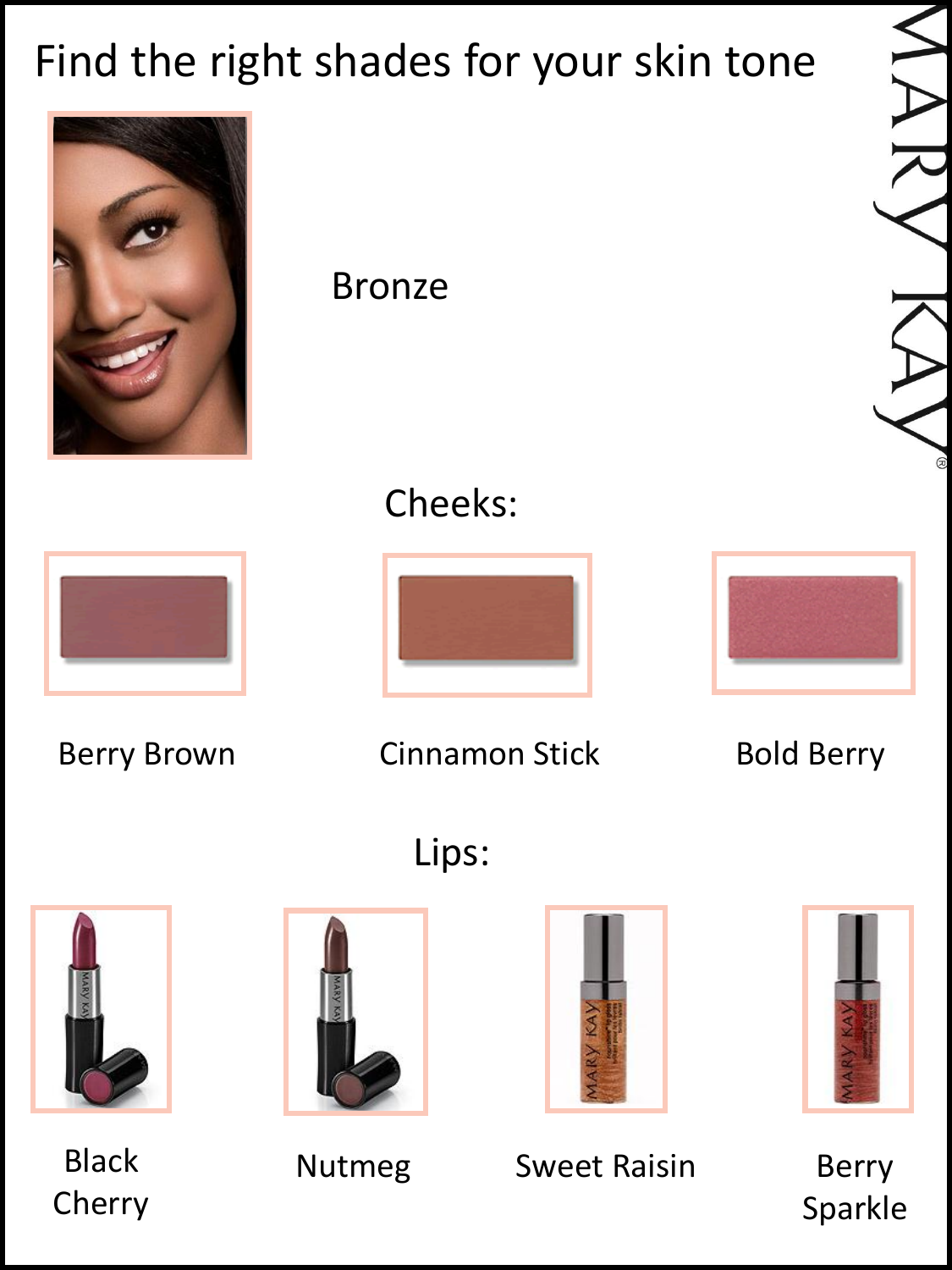# Find the right shades for your skin tone

Bronze

## Cheeks:

Berry Brown

Cinnamon Stick

Bold Berry

## Lips:

Black Cherry

Nutmeg

Sweet Raisin

Berry Sparkle

MARY KAY®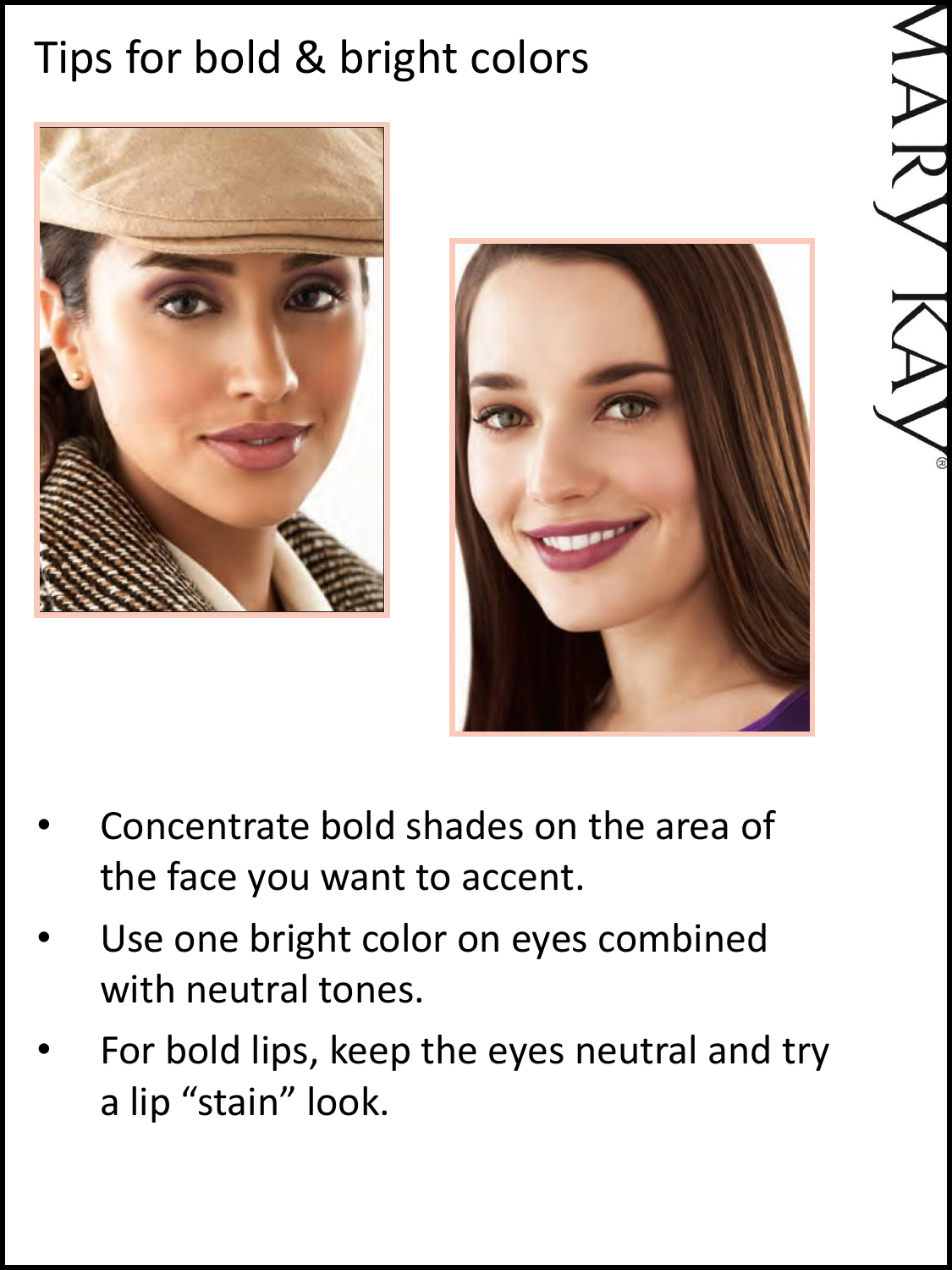# Tips for bold & bright colors

- Concentrate bold shades on the area of the face you want to accent.
- Use one bright color on eyes combined with neutral tones.
- For bold lips, keep the eyes neutral and try a lip "stain" look.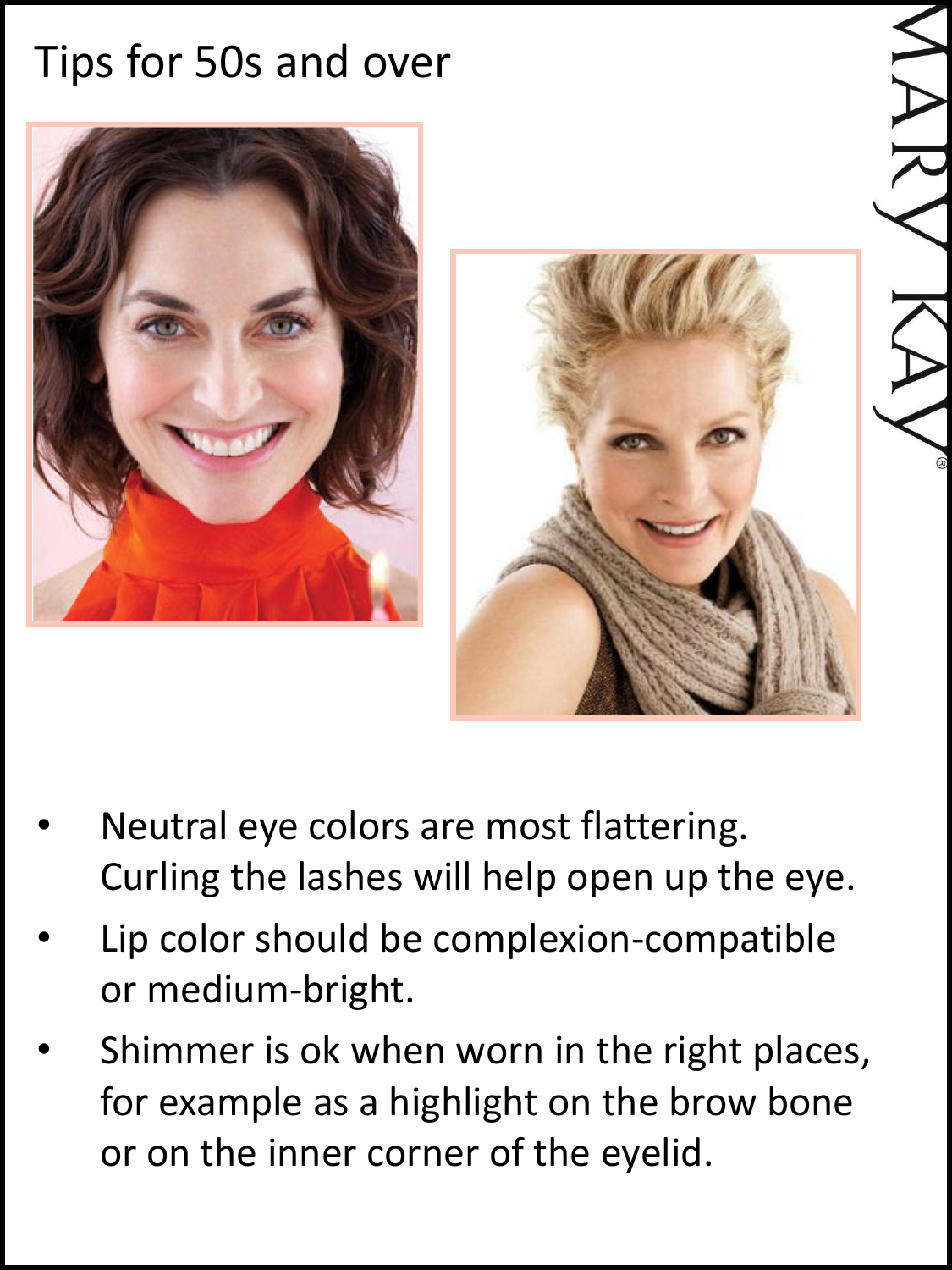# Tips for 50s and over

- Neutral eye colors are most flattering. Curling the lashes will help open up the eye.
- Lip color should be complexion-compatible or medium-bright.
- Shimmer is ok when worn in the right places, for example as a highlight on the brow bone or on the inner corner of the eyelid.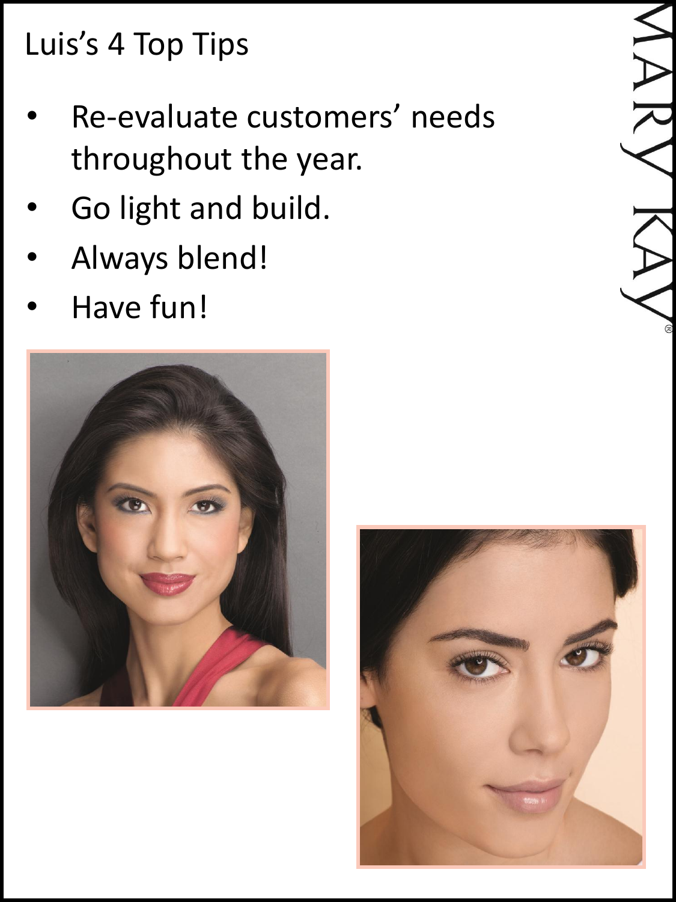# Luis's 4 Top Tips

- Re-evaluate customers' needs throughout the year.
- Go light and build.
- Always blend!
- Have fun!